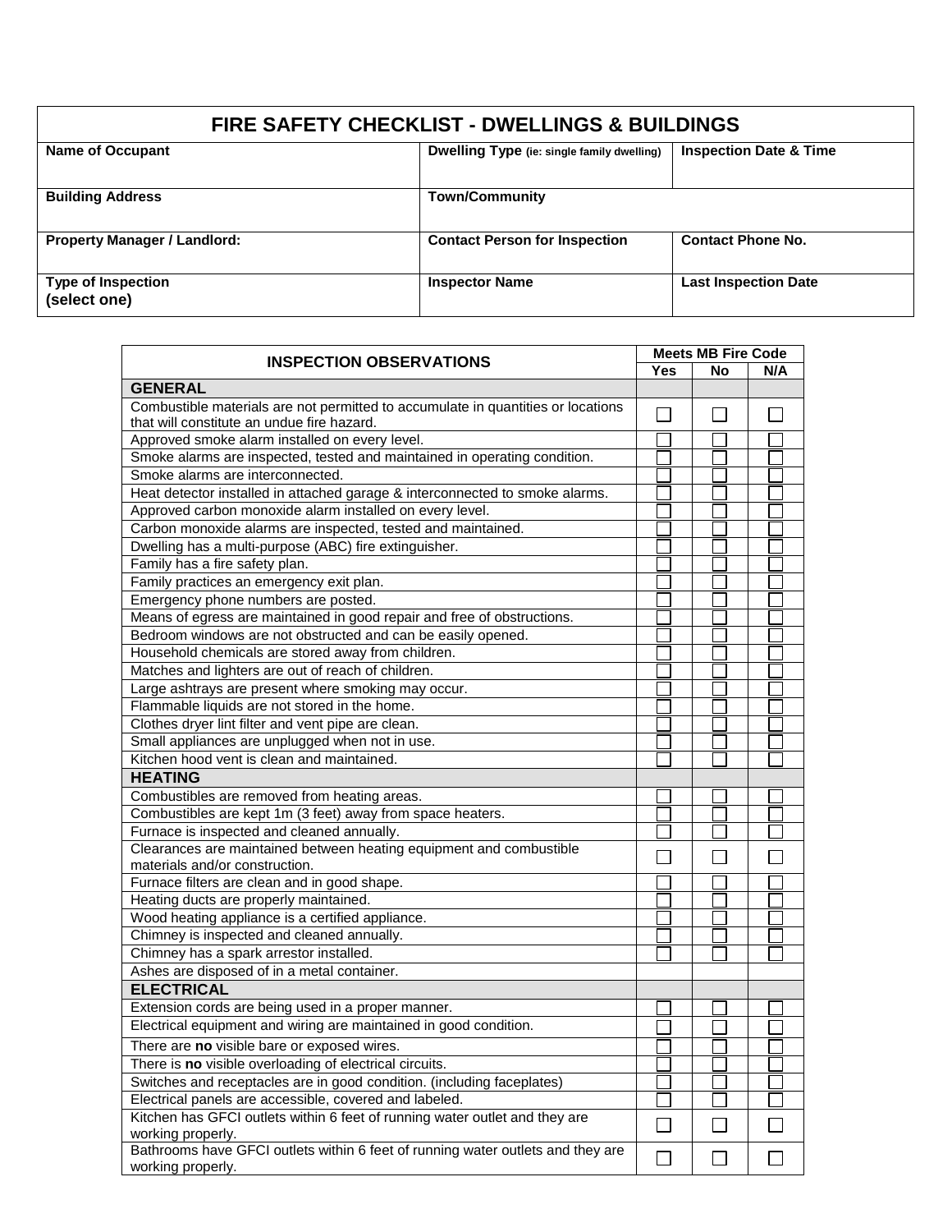# FIRE SAFETY CHECKLIST - DWELLINGS & BUILDINGS

| Name of Occupant | Dwelling Type (ie: single family dwelling) | Inspection Date & Time |
|---|---|---|
| **Building Address** | **Town/Community** | |
| **Property Manager / Landlord:** | **Contact Person for Inspection** | **Contact Phone No.** |
| **Type of Inspection (select one)** | **Inspector Name** | **Last Inspection Date** |

| INSPECTION OBSERVATIONS | Meets MB Fire Code | | |
|---|---|---|---|
| | **Yes** | **No** | **N/A** |
| **GENERAL** | | | |
| Combustible materials are not permitted to accumulate in quantities or locations that will constitute an undue fire hazard. | ☐ | ☐ | ☐ |
| Approved smoke alarm installed on every level. | ☐ | ☐ | ☐ |
| Smoke alarms are inspected, tested and maintained in operating condition. | ☐ | ☐ | ☐ |
| Smoke alarms are interconnected. | ☐ | ☐ | ☐ |
| Heat detector installed in attached garage & interconnected to smoke alarms. | ☐ | ☐ | ☐ |
| Approved carbon monoxide alarm installed on every level. | ☐ | ☐ | ☐ |
| Carbon monoxide alarms are inspected, tested and maintained. | ☐ | ☐ | ☐ |
| Dwelling has a multi-purpose (ABC) fire extinguisher. | ☐ | ☐ | ☐ |
| Family has a fire safety plan. | ☐ | ☐ | ☐ |
| Family practices an emergency exit plan. | ☐ | ☐ | ☐ |
| Emergency phone numbers are posted. | ☐ | ☐ | ☐ |
| Means of egress are maintained in good repair and free of obstructions. | ☐ | ☐ | ☐ |
| Bedroom windows are not obstructed and can be easily opened. | ☐ | ☐ | ☐ |
| Household chemicals are stored away from children. | ☐ | ☐ | ☐ |
| Matches and lighters are out of reach of children. | ☐ | ☐ | ☐ |
| Large ashtrays are present where smoking may occur. | ☐ | ☐ | ☐ |
| Flammable liquids are not stored in the home. | ☐ | ☐ | ☐ |
| Clothes dryer lint filter and vent pipe are clean. | ☐ | ☐ | ☐ |
| Small appliances are unplugged when not in use. | ☐ | ☐ | ☐ |
| Kitchen hood vent is clean and maintained. | ☐ | ☐ | ☐ |
| **HEATING** | | | |
| Combustibles are removed from heating areas. | ☐ | ☐ | ☐ |
| Combustibles are kept 1m (3 feet) away from space heaters. | ☐ | ☐ | ☐ |
| Furnace is inspected and cleaned annually. | ☐ | ☐ | ☐ |
| Clearances are maintained between heating equipment and combustible materials and/or construction. | ☐ | ☐ | ☐ |
| Furnace filters are clean and in good shape. | ☐ | ☐ | ☐ |
| Heating ducts are properly maintained. | ☐ | ☐ | ☐ |
| Wood heating appliance is a certified appliance. | ☐ | ☐ | ☐ |
| Chimney is inspected and cleaned annually. | ☐ | ☐ | ☐ |
| Chimney has a spark arrestor installed. | ☐ | ☐ | ☐ |
| Ashes are disposed of in a metal container. | | | |
| **ELECTRICAL** | | | |
| Extension cords are being used in a proper manner. | ☐ | ☐ | ☐ |
| Electrical equipment and wiring are maintained in good condition. | ☐ | ☐ | ☐ |
| There are **no** visible bare or exposed wires. | ☐ | ☐ | ☐ |
| There is **no** visible overloading of electrical circuits. | ☐ | ☐ | ☐ |
| Switches and receptacles are in good condition. (including faceplates) | ☐ | ☐ | ☐ |
| Electrical panels are accessible, covered and labeled. | ☐ | ☐ | ☐ |
| Kitchen has GFCI outlets within 6 feet of running water outlet and they are working properly. | ☐ | ☐ | ☐ |
| Bathrooms have GFCI outlets within 6 feet of running water outlets and they are working properly. | ☐ | ☐ | ☐ |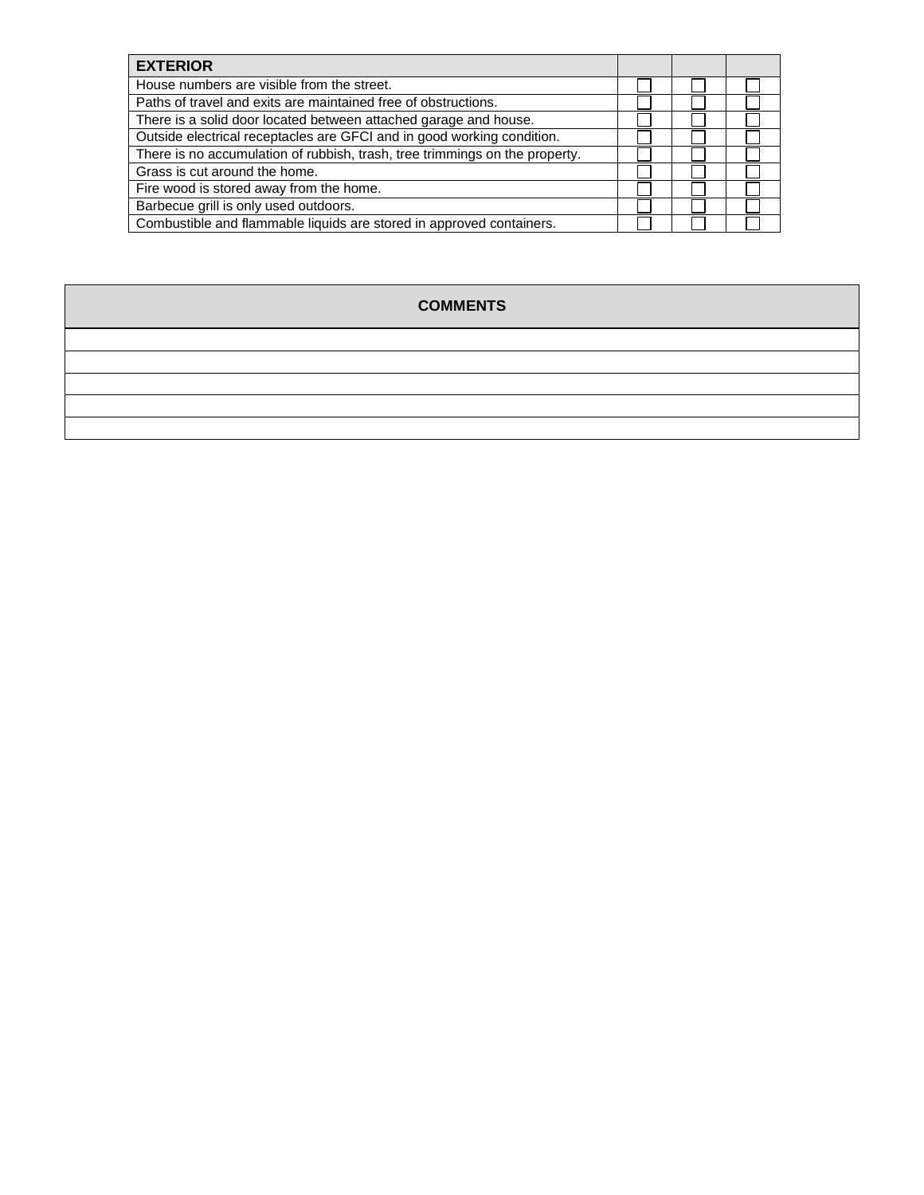| EXTERIOR | | | |
|---|---|---|---|
| House numbers are visible from the street. | ☐ | ☐ | ☐ |
| Paths of travel and exits are maintained free of obstructions. | ☐ | ☐ | ☐ |
| There is a solid door located between attached garage and house. | ☐ | ☐ | ☐ |
| Outside electrical receptacles are GFCI and in good working condition. | ☐ | ☐ | ☐ |
| There is no accumulation of rubbish, trash, tree trimmings on the property. | ☐ | ☐ | ☐ |
| Grass is cut around the home. | ☐ | ☐ | ☐ |
| Fire wood is stored away from the home. | ☐ | ☐ | ☐ |
| Barbecue grill is only used outdoors. | ☐ | ☐ | ☐ |
| Combustible and flammable liquids are stored in approved containers. | ☐ | ☐ | ☐ |

| COMMENTS |
|---|
| |
| |
| |
| |
| |